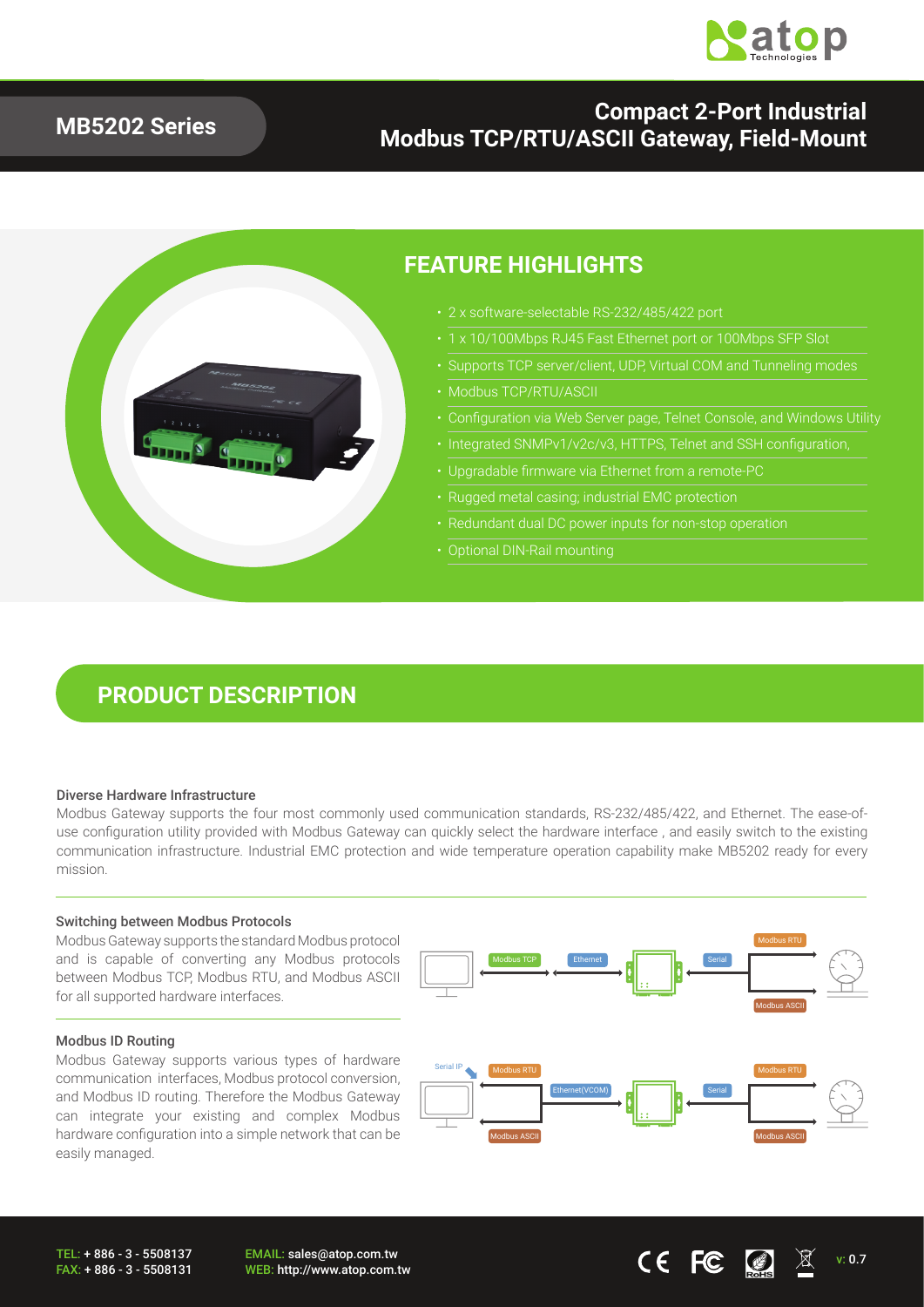# MB5202 Series

## Compact 2-Port Industrial Modbus TCP/RTU/ASCII Gateway, Field-Mount

## FEATURE HIGHLIGHTS

- 2 x software-selectable RS-232/485/422 port
- 1 x 10/100Mbps RJ45 Fast Ethernet port or 100Mbps SFP Slot
- Supports TCP server/client, UDP, Virtual COM and Tunneling modes
- Modbus TCP/RTU/ASCII
- Configuration via Web Server page, Telnet Console, and Windows Utility
- Integrated SNMPv1/v2c/v3, HTTPS, Telnet and SSH configuration,
- Upgradable firmware via Ethernet from a remote-PC
- Rugged metal casing; industrial EMC protection
- Redundant dual DC power inputs for non-stop operation
- Optional DIN-Rail mounting

## PRODUCT DESCRIPTION

### Diverse Hardware Infrastructure

Modbus Gateway supports the four most commonly used communication standards, RS-232/485/422, and Ethernet. The ease-of-use configuration utility provided with Modbus Gateway can quickly select the hardware interface , and easily switch to the existing communication infrastructure. Industrial EMC protection and wide temperature operation capability make MB5202 ready for every mission.

### Switching between Modbus Protocols

Modbus Gateway supports the standard Modbus protocol and is capable of converting any Modbus protocols between Modbus TCP, Modbus RTU, and Modbus ASCII for all supported hardware interfaces.

Modbus TCP · Ethernet · Serial · Modbus RTU · Modbus ASCII

### Modbus ID Routing

Modbus Gateway supports various types of hardware communication interfaces, Modbus protocol conversion, and Modbus ID routing. Therefore the Modbus Gateway can integrate your existing and complex Modbus hardware configuration into a simple network that can be easily managed.

Serial IP · Modbus RTU · Modbus ASCII · Ethernet(VCOM) · Serial · Modbus RTU · Modbus ASCII

TEL: + 886 - 3 - 5508137
FAX: + 886 - 3 - 5508131

EMAIL: sales@atop.com.tw
WEB: http://www.atop.com.tw

v: 0.7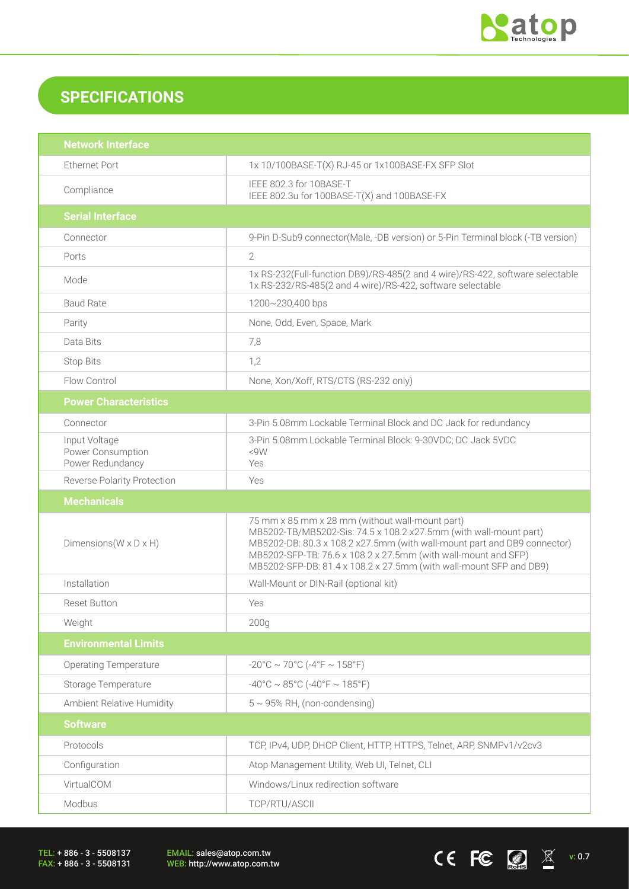## SPECIFICATIONS

| Network Interface | |
|---|---|
| Ethernet Port | 1x 10/100BASE-T(X) RJ-45 or 1x100BASE-FX SFP Slot |
| Compliance | IEEE 802.3 for 10BASE-T<br>IEEE 802.3u for 100BASE-T(X) and 100BASE-FX |
| **Serial Interface** | |
| Connector | 9-Pin D-Sub9 connector(Male, -DB version) or 5-Pin Terminal block (-TB version) |
| Ports | 2 |
| Mode | 1x RS-232(Full-function DB9)/RS-485(2 and 4 wire)/RS-422, software selectable<br>1x RS-232/RS-485(2 and 4 wire)/RS-422, software selectable |
| Baud Rate | 1200~230,400 bps |
| Parity | None, Odd, Even, Space, Mark |
| Data Bits | 7,8 |
| Stop Bits | 1,2 |
| Flow Control | None, Xon/Xoff, RTS/CTS (RS-232 only) |
| **Power Characteristics** | |
| Connector | 3-Pin 5.08mm Lockable Terminal Block and DC Jack for redundancy |
| Input Voltage<br>Power Consumption<br>Power Redundancy | 3-Pin 5.08mm Lockable Terminal Block: 9-30VDC; DC Jack 5VDC<br><9W<br>Yes |
| Reverse Polarity Protection | Yes |
| **Mechanicals** | |
| Dimensions(W x D x H) | 75 mm x 85 mm x 28 mm (without wall-mount part)<br>MB5202-TB/MB5202-Sis: 74.5 x 108.2 x27.5mm (with wall-mount part)<br>MB5202-DB: 80.3 x 108.2 x27.5mm (with wall-mount part and DB9 connector)<br>MB5202-SFP-TB: 76.6 x 108.2 x 27.5mm (with wall-mount and SFP)<br>MB5202-SFP-DB: 81.4 x 108.2 x 27.5mm (with wall-mount SFP and DB9) |
| Installation | Wall-Mount or DIN-Rail (optional kit) |
| Reset Button | Yes |
| Weight | 200g |
| **Environmental Limits** | |
| Operating Temperature | -20°C ~ 70°C (-4°F ~ 158°F) |
| Storage Temperature | -40°C ~ 85°C (-40°F ~ 185°F) |
| Ambient Relative Humidity | 5 ~ 95% RH, (non-condensing) |
| **Software** | |
| Protocols | TCP, IPv4, UDP, DHCP Client, HTTP, HTTPS, Telnet, ARP, SNMPv1/v2cv3 |
| Configuration | Atop Management Utility, Web UI, Telnet, CLI |
| VirtualCOM | Windows/Linux redirection software |
| Modbus | TCP/RTU/ASCII |

TEL: + 886 - 3 - 5508137
FAX: + 886 - 3 - 5508131

EMAIL: sales@atop.com.tw
WEB: http://www.atop.com.tw

v: 0.7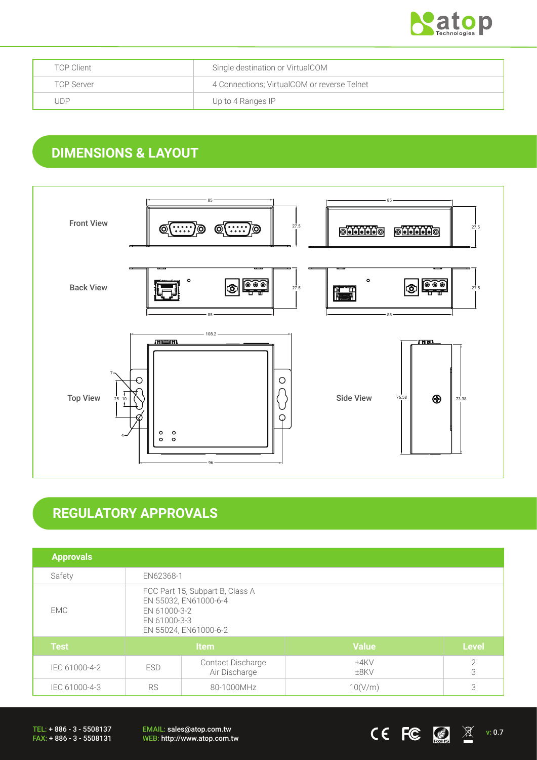| TCP Client | Single destination or VirtualCOM |
|---|---|
| TCP Server | 4 Connections; VirtualCOM or reverse Telnet |
| UDP | Up to 4 Ranges IP |

## DIMENSIONS & LAYOUT

Front View

Back View

Top View

Side View

## REGULATORY APPROVALS

| Approvals | | | | |
|---|---|---|---|---|
| Safety | EN62368-1 | | | |
| EMC | FCC Part 15, Subpart B, Class A<br>EN 55032, EN61000-6-4<br>EN 61000-3-2<br>EN 61000-3-3<br>EN 55024, EN61000-6-2 | | | |
| **Test** | **Item** | | **Value** | **Level** |
| IEC 61000-4-2 | ESD | Contact Discharge<br>Air Discharge | ±4KV<br>±8KV | 2<br>3 |
| IEC 61000-4-3 | RS | 80-1000MHz | 10(V/m) | 3 |

TEL: + 886 - 3 - 5508137
FAX: + 886 - 3 - 5508131

EMAIL: sales@atop.com.tw
WEB: http://www.atop.com.tw

v: 0.7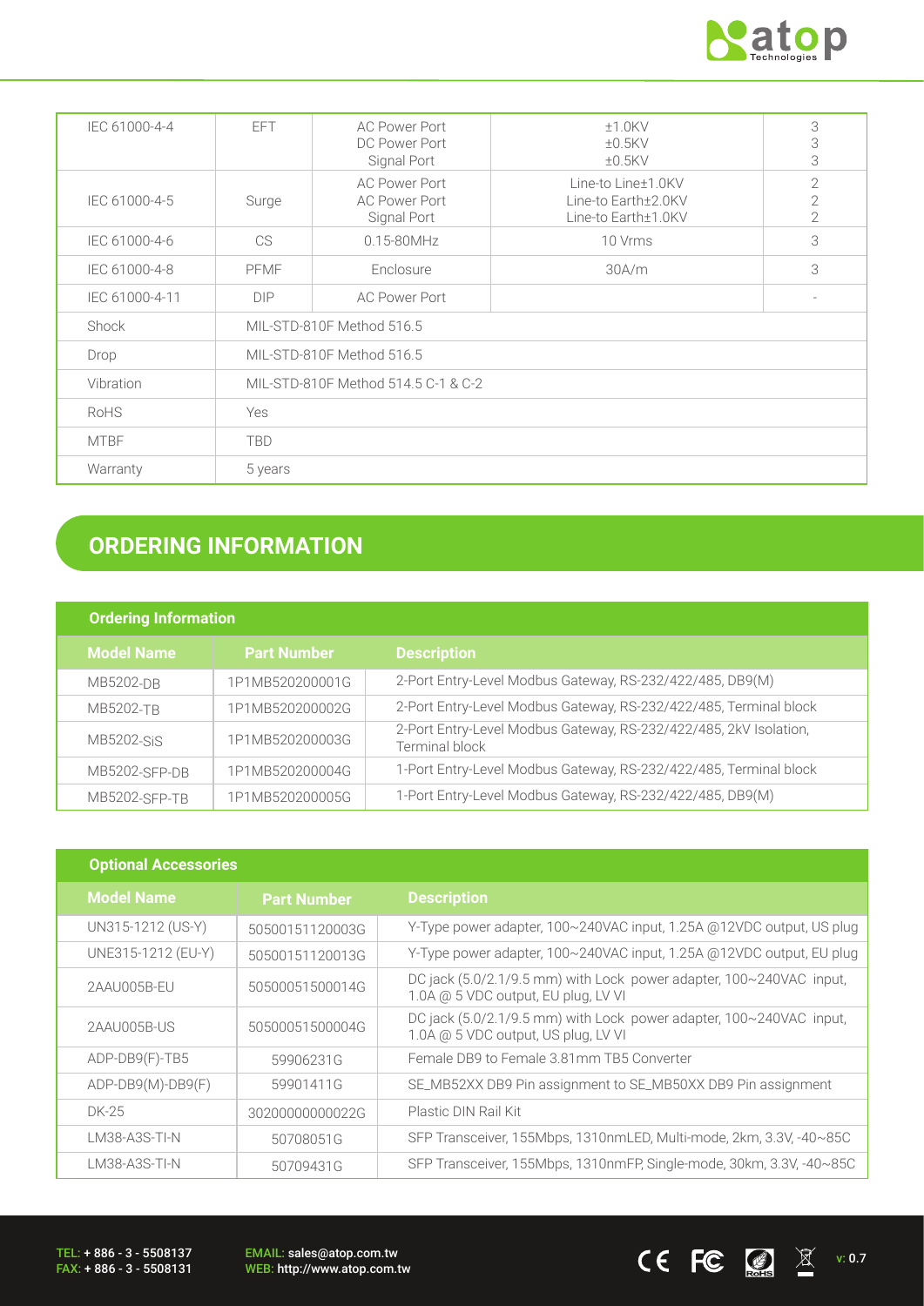| | | | | |
|---|---|---|---|---|
| IEC 61000-4-4 | EFT | AC Power Port<br>DC Power Port<br>Signal Port | ±1.0KV<br>±0.5KV<br>±0.5KV | 3<br>3<br>3 |
| IEC 61000-4-5 | Surge | AC Power Port<br>AC Power Port<br>Signal Port | Line-to Line±1.0KV<br>Line-to Earth±2.0KV<br>Line-to Earth±1.0KV | 2<br>2<br>2 |
| IEC 61000-4-6 | CS | 0.15-80MHz | 10 Vrms | 3 |
| IEC 61000-4-8 | PFMF | Enclosure | 30A/m | 3 |
| IEC 61000-4-11 | DIP | AC Power Port | | - |
| Shock | MIL-STD-810F Method 516.5 | | | |
| Drop | MIL-STD-810F Method 516.5 | | | |
| Vibration | MIL-STD-810F Method 514.5 C-1 & C-2 | | | |
| RoHS | Yes | | | |
| MTBF | TBD | | | |
| Warranty | 5 years | | | |

## ORDERING INFORMATION

### Ordering Information

| Model Name | Part Number | Description |
|---|---|---|
| MB5202-DB | 1P1MB520200001G | 2-Port Entry-Level Modbus Gateway, RS-232/422/485, DB9(M) |
| MB5202-TB | 1P1MB520200002G | 2-Port Entry-Level Modbus Gateway, RS-232/422/485, Terminal block |
| MB5202-SiS | 1P1MB520200003G | 2-Port Entry-Level Modbus Gateway, RS-232/422/485, 2kV Isolation, Terminal block |
| MB5202-SFP-DB | 1P1MB520200004G | 1-Port Entry-Level Modbus Gateway, RS-232/422/485, Terminal block |
| MB5202-SFP-TB | 1P1MB520200005G | 1-Port Entry-Level Modbus Gateway, RS-232/422/485, DB9(M) |

### Optional Accessories

| Model Name | Part Number | Description |
|---|---|---|
| UN315-1212 (US-Y) | 50500151120003G | Y-Type power adapter, 100~240VAC input, 1.25A @12VDC output, US plug |
| UNE315-1212 (EU-Y) | 50500151120013G | Y-Type power adapter, 100~240VAC input, 1.25A @12VDC output, EU plug |
| 2AAU005B-EU | 50500051500014G | DC jack (5.0/2.1/9.5 mm) with Lock power adapter, 100~240VAC input, 1.0A @ 5 VDC output, EU plug, LV VI |
| 2AAU005B-US | 50500051500004G | DC jack (5.0/2.1/9.5 mm) with Lock power adapter, 100~240VAC input, 1.0A @ 5 VDC output, US plug, LV VI |
| ADP-DB9(F)-TB5 | 59906231G | Female DB9 to Female 3.81mm TB5 Converter |
| ADP-DB9(M)-DB9(F) | 59901411G | SE_MB52XX DB9 Pin assignment to SE_MB50XX DB9 Pin assignment |
| DK-25 | 30200000000022G | Plastic DIN Rail Kit |
| LM38-A3S-TI-N | 50708051G | SFP Transceiver, 155Mbps, 1310nmLED, Multi-mode, 2km, 3.3V, -40~85C |
| LM38-A3S-TI-N | 50709431G | SFP Transceiver, 155Mbps, 1310nmFP, Single-mode, 30km, 3.3V, -40~85C |

TEL: + 886 - 3 - 5508137
FAX: + 886 - 3 - 5508131

EMAIL: sales@atop.com.tw
WEB: http://www.atop.com.tw

v: 0.7